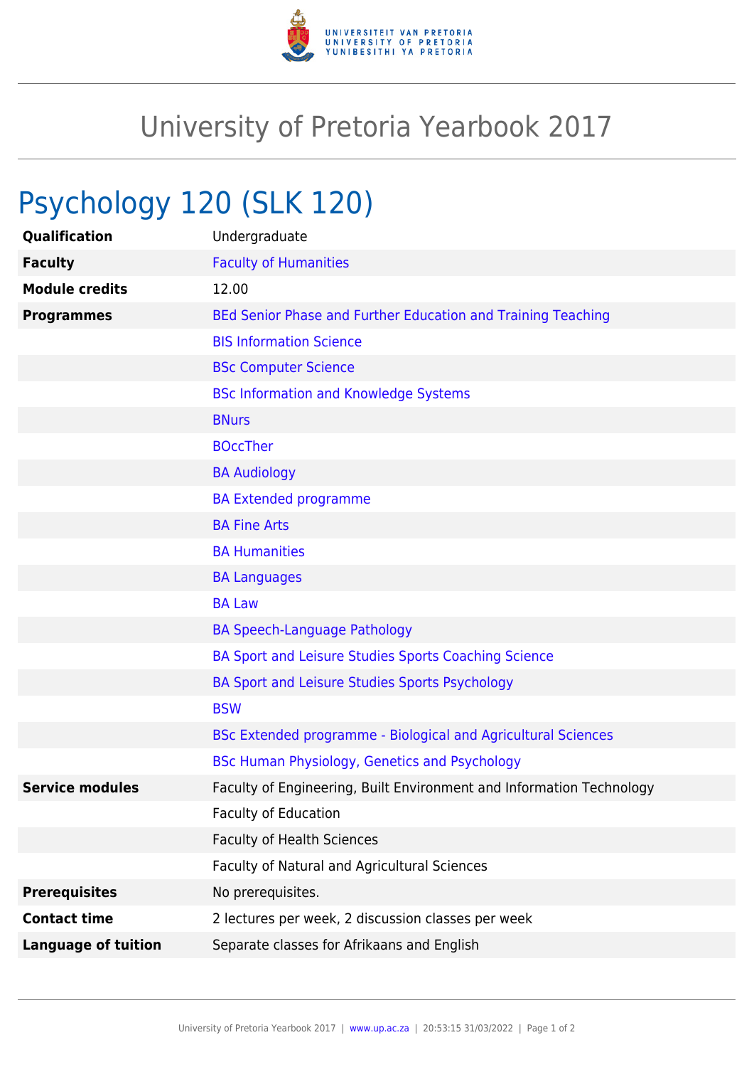# University of Pretoria Yearbook 2017

## Psychology 120 (SLK 120)

| | |
|---|---|
| **Qualification** | Undergraduate |
| **Faculty** | Faculty of Humanities |
| **Module credits** | 12.00 |
| **Programmes** | BEd Senior Phase and Further Education and Training Teaching |
| | BIS Information Science |
| | BSc Computer Science |
| | BSc Information and Knowledge Systems |
| | BNurs |
| | BOccTher |
| | BA Audiology |
| | BA Extended programme |
| | BA Fine Arts |
| | BA Humanities |
| | BA Languages |
| | BA Law |
| | BA Speech-Language Pathology |
| | BA Sport and Leisure Studies Sports Coaching Science |
| | BA Sport and Leisure Studies Sports Psychology |
| | BSW |
| | BSc Extended programme - Biological and Agricultural Sciences |
| | BSc Human Physiology, Genetics and Psychology |
| **Service modules** | Faculty of Engineering, Built Environment and Information Technology |
| | Faculty of Education |
| | Faculty of Health Sciences |
| | Faculty of Natural and Agricultural Sciences |
| **Prerequisites** | No prerequisites. |
| **Contact time** | 2 lectures per week, 2 discussion classes per week |
| **Language of tuition** | Separate classes for Afrikaans and English |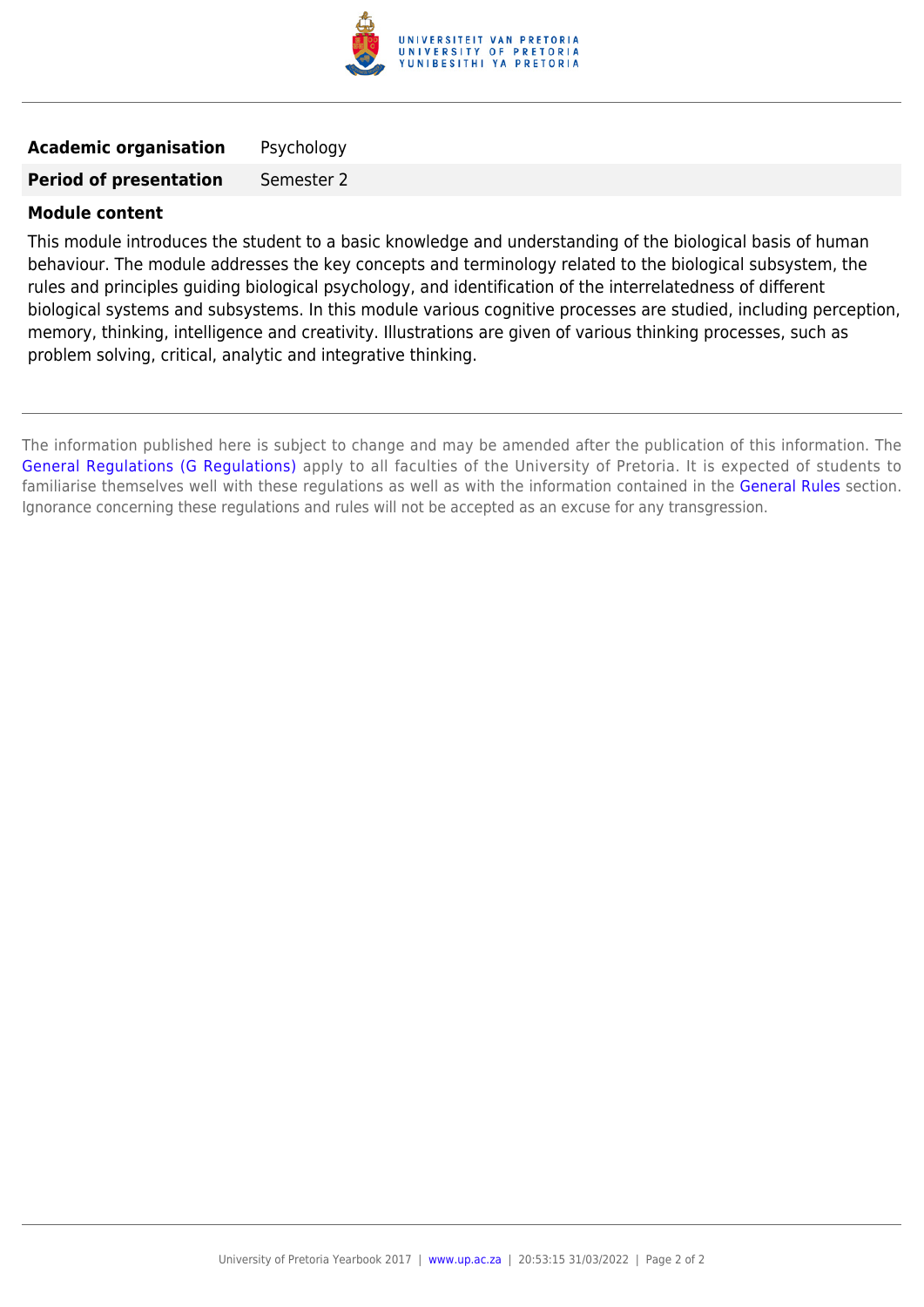| | |
|---|---|
| **Academic organisation** | Psychology |
| **Period of presentation** | Semester 2 |

**Module content**

This module introduces the student to a basic knowledge and understanding of the biological basis of human behaviour. The module addresses the key concepts and terminology related to the biological subsystem, the rules and principles guiding biological psychology, and identification of the interrelatedness of different biological systems and subsystems. In this module various cognitive processes are studied, including perception, memory, thinking, intelligence and creativity. Illustrations are given of various thinking processes, such as problem solving, critical, analytic and integrative thinking.

---

The information published here is subject to change and may be amended after the publication of this information. The General Regulations (G Regulations) apply to all faculties of the University of Pretoria. It is expected of students to familiarise themselves well with these regulations as well as with the information contained in the General Rules section. Ignorance concerning these regulations and rules will not be accepted as an excuse for any transgression.